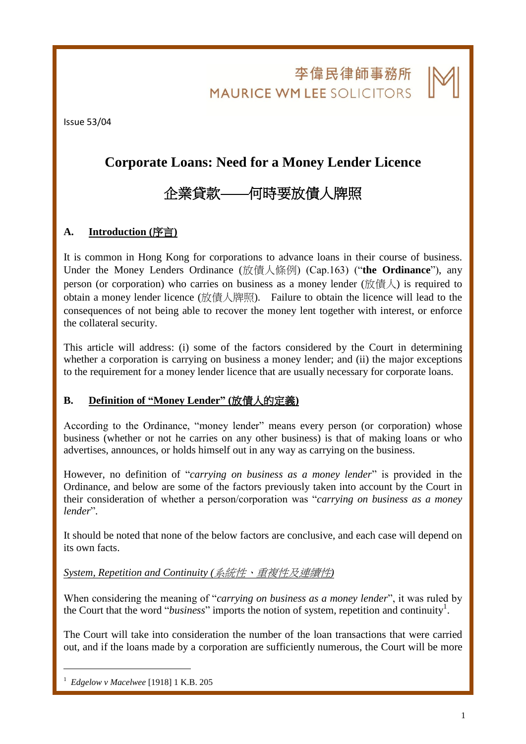李偉民律師事務所
MAURICE WM LEE SOLICITORS

Issue 53/04

# Corporate Loans: Need for a Money Lender Licence

# 企業貸款——何時要放債人牌照

## A. Introduction (序言)

It is common in Hong Kong for corporations to advance loans in their course of business. Under the Money Lenders Ordinance (放債人條例) (Cap.163) ("**the Ordinance**"), any person (or corporation) who carries on business as a money lender (放債人) is required to obtain a money lender licence (放債人牌照). Failure to obtain the licence will lead to the consequences of not being able to recover the money lent together with interest, or enforce the collateral security.

This article will address: (i) some of the factors considered by the Court in determining whether a corporation is carrying on business a money lender; and (ii) the major exceptions to the requirement for a money lender licence that are usually necessary for corporate loans.

## B. Definition of "Money Lender" (放債人的定義)

According to the Ordinance, "money lender" means every person (or corporation) whose business (whether or not he carries on any other business) is that of making loans or who advertises, announces, or holds himself out in any way as carrying on the business.

However, no definition of "*carrying on business as a money lender*" is provided in the Ordinance, and below are some of the factors previously taken into account by the Court in their consideration of whether a person/corporation was "*carrying on business as a money lender*".

It should be noted that none of the below factors are conclusive, and each case will depend on its own facts.

*System, Repetition and Continuity (系統性、重複性及連續性)*

When considering the meaning of "*carrying on business as a money lender*", it was ruled by the Court that the word "*business*" imports the notion of system, repetition and continuity[1].

The Court will take into consideration the number of the loan transactions that were carried out, and if the loans made by a corporation are sufficiently numerous, the Court will be more

---

[1] *Edgelow v Macelwee* [1918] 1 K.B. 205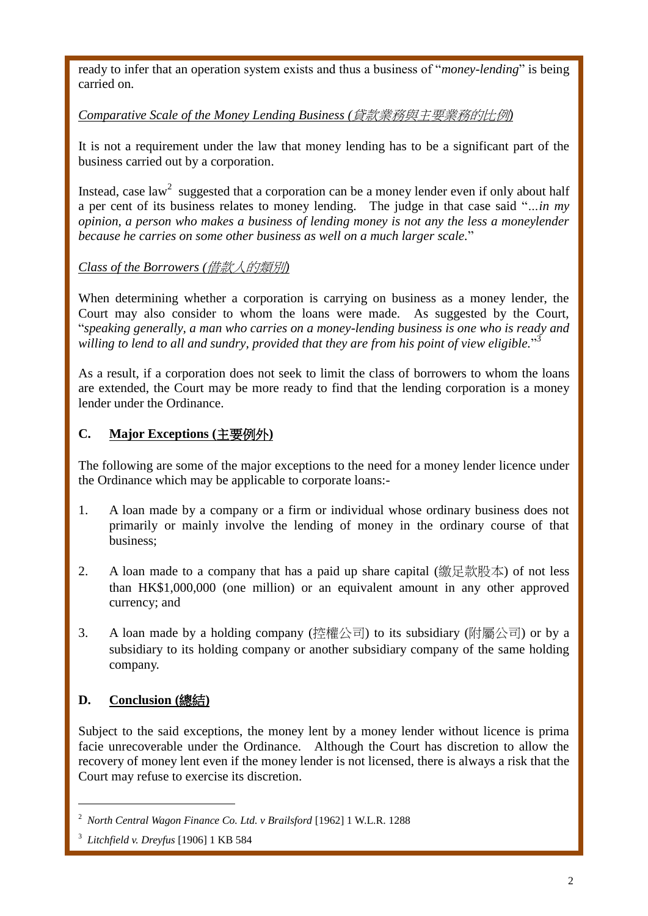ready to infer that an operation system exists and thus a business of "*money-lending*" is being carried on.

*Comparative Scale of the Money Lending Business (貸款業務與主要業務的比例)*

It is not a requirement under the law that money lending has to be a significant part of the business carried out by a corporation.

Instead, case law[2] suggested that a corporation can be a money lender even if only about half a per cent of its business relates to money lending. The judge in that case said "*...in my opinion, a person who makes a business of lending money is not any the less a moneylender because he carries on some other business as well on a much larger scale.*"

*Class of the Borrowers (借款人的類別)*

When determining whether a corporation is carrying on business as a money lender, the Court may also consider to whom the loans were made. As suggested by the Court, "*speaking generally, a man who carries on a money-lending business is one who is ready and willing to lend to all and sundry, provided that they are from his point of view eligible.*"[3]

As a result, if a corporation does not seek to limit the class of borrowers to whom the loans are extended, the Court may be more ready to find that the lending corporation is a money lender under the Ordinance.

## C. Major Exceptions (主要例外)

The following are some of the major exceptions to the need for a money lender licence under the Ordinance which may be applicable to corporate loans:-

1. A loan made by a company or a firm or individual whose ordinary business does not primarily or mainly involve the lending of money in the ordinary course of that business;

2. A loan made to a company that has a paid up share capital (繳足款股本) of not less than HK$1,000,000 (one million) or an equivalent amount in any other approved currency; and

3. A loan made by a holding company (控權公司) to its subsidiary (附屬公司) or by a subsidiary to its holding company or another subsidiary company of the same holding company.

## D. Conclusion (總結)

Subject to the said exceptions, the money lent by a money lender without licence is prima facie unrecoverable under the Ordinance. Although the Court has discretion to allow the recovery of money lent even if the money lender is not licensed, there is always a risk that the Court may refuse to exercise its discretion.

---

[2] *North Central Wagon Finance Co. Ltd. v Brailsford* [1962] 1 W.L.R. 1288

[3] *Litchfield v. Dreyfus* [1906] 1 KB 584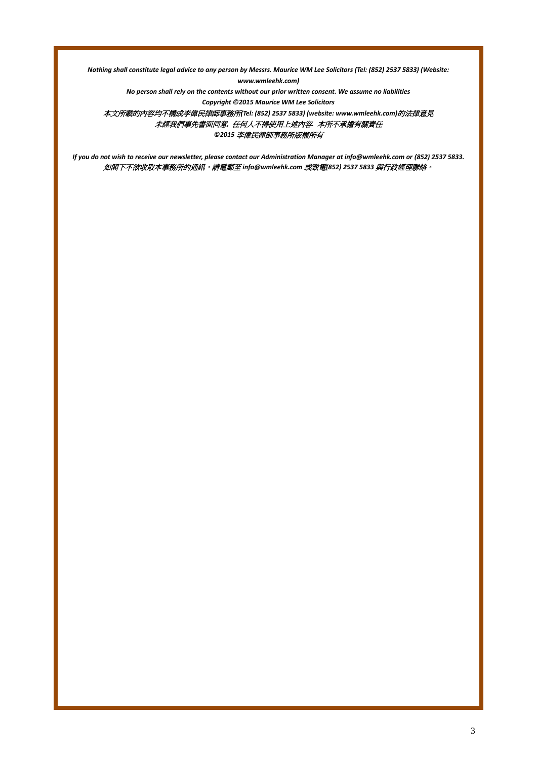***Nothing shall constitute legal advice to any person by Messrs. Maurice WM Lee Solicitors (Tel: (852) 2537 5833) (Website: www.wmleehk.com)***

***No person shall rely on the contents without our prior written consent. We assume no liabilities***

***Copyright ©2015 Maurice WM Lee Solicitors***

*本文所載的內容均不構成李偉民律師事務所(Tel: (852) 2537 5833) (website: www.wmleehk.com)的法律意見*

*未經我們事先書面同意，任何人不得使用上述內容. 本所不承擔有關責任*

*©2015 李偉民律師事務所版權所有*

***If you do not wish to receive our newsletter, please contact our Administration Manager at info@wmleehk.com or (852) 2537 5833.***

*如閣下不欲收取本事務所的通訊，請電郵至 info@wmleehk.com 或致電(852) 2537 5833 與行政經理聯絡。*